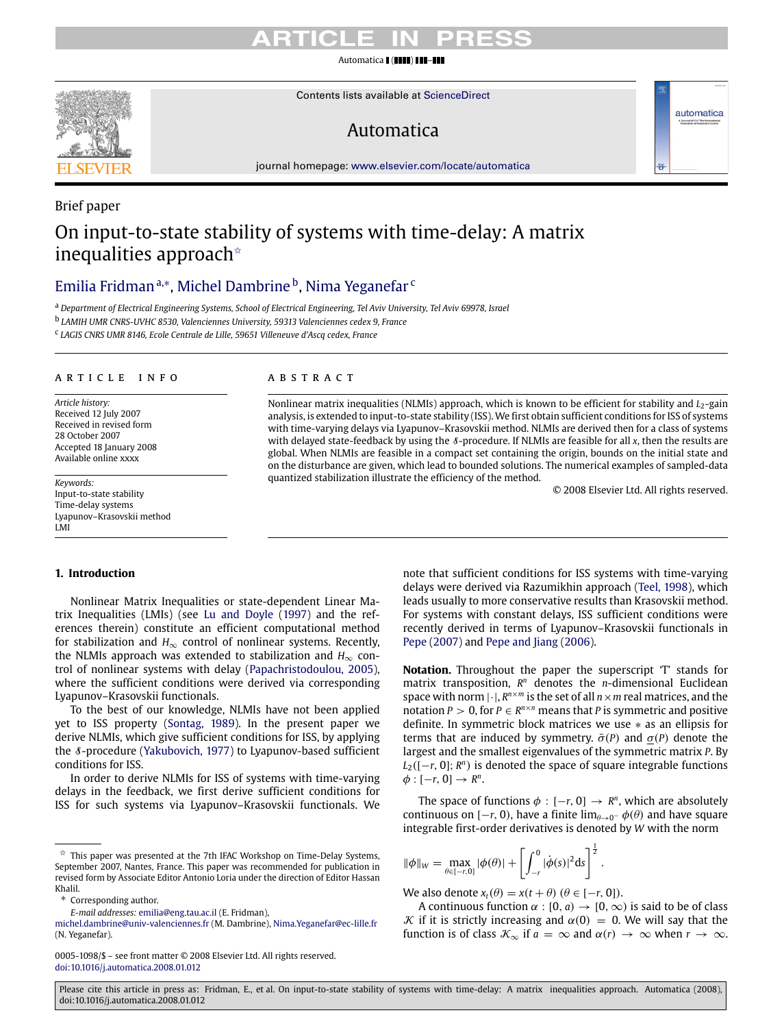Brief paper

# On input-to-state stability of systems with time-delay: A matrix inequalities approach[☆]

Emilia Fridman[a,*], Michel Dambrine[b], Nima Yeganefar[c]

[a] Department of Electrical Engineering Systems, School of Electrical Engineering, Tel Aviv University, Tel Aviv 69978, Israel

[b] LAMIH UMR CNRS-UVHC 8530, Valenciennes University, 59313 Valenciennes cedex 9, France

[c] LAGIS CNRS UMR 8146, Ecole Centrale de Lille, 59651 Villeneuve d'Ascq cedex, France

## ARTICLE INFO

*Article history:*
Received 12 July 2007
Received in revised form 28 October 2007
Accepted 18 January 2008
Available online xxxx

*Keywords:*
Input-to-state stability
Time-delay systems
Lyapunov–Krasovskii method
LMI

## ABSTRACT

Nonlinear matrix inequalities (NLMIs) approach, which is known to be efficient for stability and $L_2$-gain analysis, is extended to input-to-state stability (ISS). We first obtain sufficient conditions for ISS of systems with time-varying delays via Lyapunov–Krasovskii method. NLMIs are derived then for a class of systems with delayed state-feedback by using the $\mathcal{S}$-procedure. If NLMIs are feasible for all $x$, then the results are global. When NLMIs are feasible in a compact set containing the origin, bounds on the initial state and on the disturbance are given, which lead to bounded solutions. The numerical examples of sampled-data quantized stabilization illustrate the efficiency of the method.

© 2008 Elsevier Ltd. All rights reserved.

## 1. Introduction

Nonlinear Matrix Inequalities or state-dependent Linear Matrix Inequalities (LMIs) (see Lu and Doyle (1997) and the references therein) constitute an efficient computational method for stabilization and $H_\infty$ control of nonlinear systems. Recently, the NLMIs approach was extended to stabilization and $H_\infty$ control of nonlinear systems with delay (Papachristodoulou, 2005), where the sufficient conditions were derived via corresponding Lyapunov–Krasovskii functionals.

To the best of our knowledge, NLMIs have not been applied yet to ISS property (Sontag, 1989). In the present paper we derive NLMIs, which give sufficient conditions for ISS, by applying the $\mathcal{S}$-procedure (Yakubovich, 1977) to Lyapunov-based sufficient conditions for ISS.

In order to derive NLMIs for ISS of systems with time-varying delays in the feedback, we first derive sufficient conditions for ISS for such systems via Lyapunov–Krasovskii functionals. We note that sufficient conditions for ISS systems with time-varying delays were derived via Razumikhin approach (Teel, 1998), which leads usually to more conservative results than Krasovskii method. For systems with constant delays, ISS sufficient conditions were recently derived in terms of Lyapunov–Krasovskii functionals in Pepe (2007) and Pepe and Jiang (2006).

**Notation.** Throughout the paper the superscript 'T' stands for matrix transposition, $R^n$ denotes the $n$-dimensional Euclidean space with norm $|\cdot|$, $R^{n\times m}$ is the set of all $n \times m$ real matrices, and the notation $P > 0$, for $P \in R^{n\times n}$ means that $P$ is symmetric and positive definite. In symmetric block matrices we use $*$ as an ellipsis for terms that are induced by symmetry. $\bar{\sigma}(P)$ and $\underline{\sigma}(P)$ denote the largest and the smallest eigenvalues of the symmetric matrix $P$. By $L_2([-r, 0]; R^n)$ is denoted the space of square integrable functions $\phi : [-r, 0] \to R^n$.

The space of functions $\phi : [-r, 0] \to R^n$, which are absolutely continuous on $[-r, 0)$, have a finite $\lim_{\theta\to 0^-} \phi(\theta)$ and have square integrable first-order derivatives is denoted by $W$ with the norm

$$\|\phi\|_W = \max_{\theta\in[-r,0]} |\phi(\theta)| + \left[\int_{-r}^{0} |\dot{\phi}(s)|^2 ds\right]^{\frac{1}{2}}.$$

We also denote $x_t(\theta) = x(t + \theta)$ $(\theta \in [-r, 0])$.

A continuous function $\alpha : [0, a) \to [0, \infty)$ is said to be of class $\mathcal{K}$ if it is strictly increasing and $\alpha(0) = 0$. We will say that the function is of class $\mathcal{K}_\infty$ if $a = \infty$ and $\alpha(r) \to \infty$ when $r \to \infty$.

---

☆ This paper was presented at the 7th IFAC Workshop on Time-Delay Systems, September 2007, Nantes, France. This paper was recommended for publication in revised form by Associate Editor Antonio Loria under the direction of Editor Hassan Khalil.

\* Corresponding author.
*E-mail addresses:* emilia@eng.tau.ac.il (E. Fridman), michel.dambrine@univ-valenciennes.fr (M. Dambrine), Nima.Yeganefar@ec-lille.fr (N. Yeganefar).

0005-1098/$ – see front matter © 2008 Elsevier Ltd. All rights reserved.
doi:10.1016/j.automatica.2008.01.012

Please cite this article in press as: Fridman, E., et al. On input-to-state stability of systems with time-delay: A matrix inequalities approach. Automatica (2008), doi:10.1016/j.automatica.2008.01.012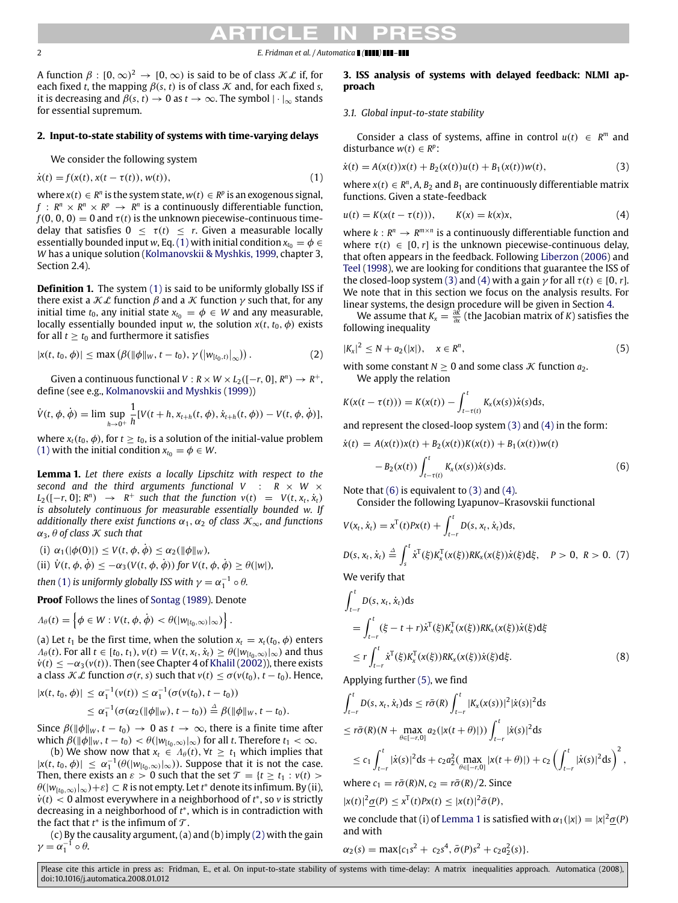A function $\beta : [0, \infty)^2 \to [0, \infty)$ is said to be of class $\mathcal{KL}$ if, for each fixed $t$, the mapping $\beta(s, t)$ is of class $\mathcal{K}$ and, for each fixed $s$, it is decreasing and $\beta(s, t) \to 0$ as $t \to \infty$. The symbol $|\cdot|_\infty$ stands for essential supremum.

## 2. Input-to-state stability of systems with time-varying delays

We consider the following system

$$\dot{x}(t) = f(x(t), x(t - \tau(t)), w(t)), \tag{1}$$

where $x(t) \in R^n$ is the system state, $w(t) \in R^p$ is an exogenous signal, $f : R^n \times R^n \times R^p \to R^n$ is a continuously differentiable function, $f(0, 0, 0) = 0$ and $\tau(t)$ is the unknown piecewise-continuous time-delay that satisfies $0 \le \tau(t) \le r$. Given a measurable locally essentially bounded input $w$, Eq. (1) with initial condition $x_{t_0} = \phi \in W$ has a unique solution (Kolmanovskii & Myshkis, 1999, chapter 3, Section 2.4).

**Definition 1.** The system (1) is said to be uniformly globally ISS if there exist a $\mathcal{KL}$ function $\beta$ and a $\mathcal{K}$ function $\gamma$ such that, for any initial time $t_0$, any initial state $x_{t_0} = \phi \in W$ and any measurable, locally essentially bounded input $w$, the solution $x(t, t_0, \phi)$ exists for all $t \ge t_0$ and furthermore it satisfies

$$|x(t, t_0, \phi)| \le \max\left(\beta(\|\phi\|_W, t - t_0), \gamma\left(|w_{[t_0,t)}|_\infty\right)\right). \tag{2}$$

Given a continuous functional $V : R \times W \times L_2([-r, 0], R^n) \to R^+$, define (see e.g., Kolmanovskii and Myshkis (1999))

$$\dot{V}(t, \phi, \dot{\phi}) = \lim\sup_{h \to 0^+} \frac{1}{h}[V(t + h, x_{t+h}(t, \phi), \dot{x}_{t+h}(t, \phi)) - V(t, \phi, \dot{\phi})],$$

where $x_t(t_0, \phi)$, for $t \ge t_0$, is a solution of the initial-value problem (1) with the initial condition $x_{t_0} = \phi \in W$.

**Lemma 1.** *Let there exists a locally Lipschitz with respect to the second and the third arguments functional $V : R \times W \times L_2([-r, 0]; R^n) \to R^+$ such that the function $v(t) = V(t, x_t, \dot{x}_t)$ is absolutely continuous for measurable essentially bounded $w$. If additionally there exist functions $\alpha_1, \alpha_2$ of class $\mathcal{K}_\infty$, and functions $\alpha_3, \theta$ of class $\mathcal{K}$ such that*

(i) $\alpha_1(|\phi(0)|) \le V(t, \phi, \dot{\phi}) \le \alpha_2(\|\phi\|_W)$,
(ii) $\dot{V}(t, \phi, \dot{\phi}) \le -\alpha_3(V(t, \phi, \dot{\phi}))$ *for* $V(t, \phi, \dot{\phi}) \ge \theta(|w|)$,

*then (1) is uniformly globally ISS with $\gamma = \alpha_1^{-1} \circ \theta$.*

**Proof** Follows the lines of Sontag (1989). Denote

$$\Lambda_\theta(t) = \left\{\phi \in W : V(t, \phi, \dot{\phi}) < \theta(|w_{[t_0,\infty)}|_\infty)\right\}.$$

(a) Let $t_1$ be the first time, when the solution $x_t = x_t(t_0, \phi)$ enters $\Lambda_\theta(t)$. For all $t \in [t_0, t_1)$, $v(t) = V(t, x_t, \dot{x}_t) \ge \theta(|w_{[t_0,\infty)}|_\infty)$ and thus $\dot{v}(t) \le -\alpha_3(v(t))$. Then (see Chapter 4 of Khalil (2002)), there exists a class $\mathcal{KL}$ function $\sigma(r, s)$ such that $v(t) \le \sigma(v(t_0), t - t_0)$. Hence,

$$\begin{aligned}|x(t, t_0, \phi)| &\le \alpha_1^{-1}(v(t)) \le \alpha_1^{-1}(\sigma(v(t_0), t - t_0)) \\ &\le \alpha_1^{-1}(\sigma(\alpha_2(\|\phi\|_W), t - t_0)) \triangleq \beta(\|\phi\|_W, t - t_0).\end{aligned}$$

Since $\beta(\|\phi\|_W, t - t_0) \to 0$ as $t \to \infty$, there is a finite time after which $\beta(\|\phi\|_W, t - t_0) < \theta(|w_{[t_0,\infty)}|_\infty)$ for all $t$. Therefore $t_1 < \infty$.

(b) We show now that $x_t \in \Lambda_\theta(t)$, $\forall t \ge t_1$ which implies that $|x(t, t_0, \phi)| \le \alpha_1^{-1}(\theta(|w_{[t_0,\infty)}|_\infty))$. Suppose that it is not the case. Then, there exists an $\varepsilon > 0$ such that the set $\mathcal{T} = \{t \ge t_1 : v(t) > \theta(|w_{[t_0,\infty)}|_\infty) + \varepsilon\} \subset R$ is not empty. Let $t^*$ denote its infimum. By (ii), $\dot{v}(t) < 0$ almost everywhere in a neighborhood of $t^*$, so $v$ is strictly decreasing in a neighborhood of $t^*$, which is in contradiction with the fact that $t^*$ is the infimum of $\mathcal{T}$.

(c) By the causality argument, (a) and (b) imply (2) with the gain $\gamma = \alpha_1^{-1} \circ \theta$.

## 3. ISS analysis of systems with delayed feedback: NLMI approach

### 3.1. Global input-to-state stability

Consider a class of systems, affine in control $u(t) \in R^m$ and disturbance $w(t) \in R^p$:

$$\dot{x}(t) = A(x(t))x(t) + B_2(x(t))u(t) + B_1(x(t))w(t), \tag{3}$$

where $x(t) \in R^n$, $A$, $B_2$ and $B_1$ are continuously differentiable matrix functions. Given a state-feedback

$$u(t) = K(x(t - \tau(t))), \qquad K(x) = k(x)x, \tag{4}$$

where $k : R^n \to R^{m\times n}$ is a continuously differentiable function and where $\tau(t) \in [0, r]$ is the unknown piecewise-continuous delay, that often appears in the feedback. Following Liberzon (2006) and Teel (1998), we are looking for conditions that guarantee the ISS of the closed-loop system (3) and (4) with a gain $\gamma$ for all $\tau(t) \in [0, r]$. We note that in this section we focus on the analysis results. For linear systems, the design procedure will be given in Section 4.

We assume that $K_x = \frac{\partial K}{\partial x}$ (the Jacobian matrix of $K$) satisfies the following inequality

$$|K_x|^2 \le N + a_2(|x|), \quad x \in R^n, \tag{5}$$

with some constant $N \ge 0$ and some class $\mathcal{K}$ function $a_2$.

We apply the relation

$$K(x(t - \tau(t))) = K(x(t)) - \int_{t-\tau(t)}^{t} K_x(x(s))\dot{x}(s)\mathrm{d}s,$$

and represent the closed-loop system (3) and (4) in the form:

$$\begin{aligned}\dot{x}(t) &= A(x(t))x(t) + B_2(x(t))K(x(t)) + B_1(x(t))w(t) \\ &\quad - B_2(x(t))\int_{t-\tau(t)}^{t} K_x(x(s))\dot{x}(s)\mathrm{d}s.\end{aligned} \tag{6}$$

Note that (6) is equivalent to (3) and (4).

Consider the following Lyapunov–Krasovskii functional

$$V(x_t, \dot{x}_t) = x^{\mathrm{T}}(t)Px(t) + \int_{t-r}^{t} D(s, x_t, \dot{x}_t)\mathrm{d}s,$$

$$D(s, x_t, \dot{x}_t) \triangleq \int_{s}^{t} \dot{x}^{\mathrm{T}}(\xi)K_x^{\mathrm{T}}(x(\xi))RK_x(x(\xi))\dot{x}(\xi)\mathrm{d}\xi, \quad P > 0,\ R > 0. \tag{7}$$

We verify that

$$\begin{aligned}\int_{t-r}^{t} D(s, x_t, \dot{x}_t)\mathrm{d}s &= \int_{t-r}^{t} (\xi - t + r)\dot{x}^{\mathrm{T}}(\xi)K_x^{\mathrm{T}}(x(\xi))RK_x(x(\xi))\dot{x}(\xi)\mathrm{d}\xi \\ &\le r\int_{t-r}^{t} \dot{x}^{\mathrm{T}}(\xi)K_x^{\mathrm{T}}(x(\xi))RK_x(x(\xi))\dot{x}(\xi)\mathrm{d}\xi.\end{aligned} \tag{8}$$

Applying further (5), we find

$$\begin{aligned}\int_{t-r}^{t} D(s, x_t, \dot{x}_t)\mathrm{d}s &\le r\bar{\sigma}(R)\int_{t-r}^{t} |K_x(x(s))|^2|\dot{x}(s)|^2\mathrm{d}s \\ &\le r\bar{\sigma}(R)(N + \max_{\theta\in[-r,0]} a_2(|x(t+\theta)|))\int_{t-r}^{t} |\dot{x}(s)|^2\mathrm{d}s \\ &\le c_1\int_{t-r}^{t} |\dot{x}(s)|^2\mathrm{d}s + c_2 a_2^2(\max_{\theta\in[-r,0]} |x(t+\theta)|) + c_2\left(\int_{t-r}^{t} |\dot{x}(s)|^2\mathrm{d}s\right)^2,\end{aligned}$$

where $c_1 = r\bar{\sigma}(R)N$, $c_2 = r\bar{\sigma}(R)/2$. Since

$$|x(t)|^2\underline{\sigma}(P) \le x^{\mathrm{T}}(t)Px(t) \le |x(t)|^2\bar{\sigma}(P),$$

we conclude that (i) of Lemma 1 is satisfied with $\alpha_1(|x|) = |x|^2\underline{\sigma}(P)$ and with

$$\alpha_2(s) = \max\{c_1 s^2 + c_2 s^4, \bar{\sigma}(P)s^2 + c_2 a_2^2(s)\}.$$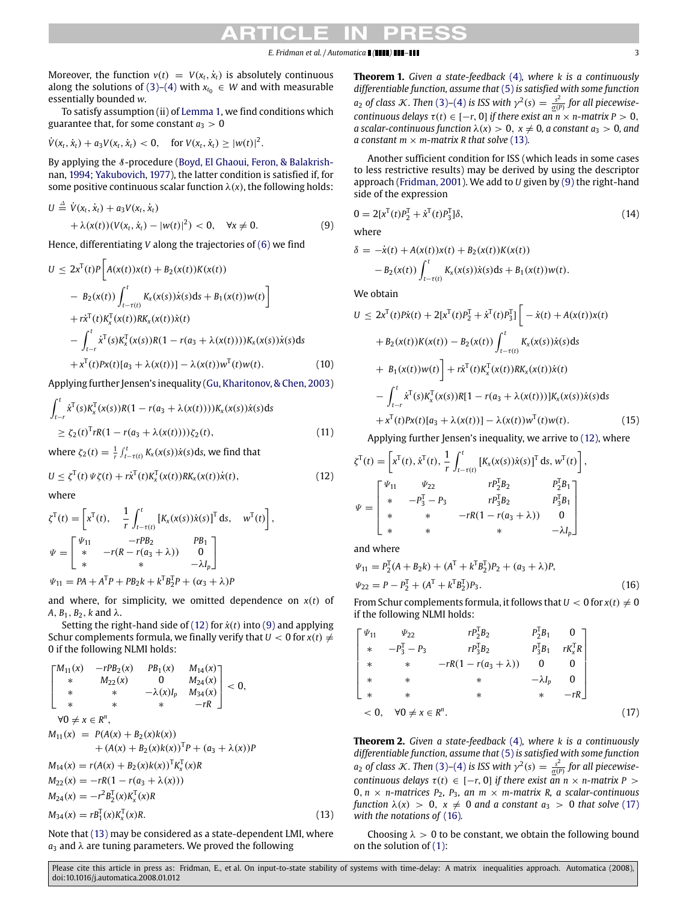Moreover, the function $v(t) = V(x_t, \dot{x}_t)$ is absolutely continuous along the solutions of (3)–(4) with $x_{t_0} \in W$ and with measurable essentially bounded $w$.

To satisfy assumption (ii) of Lemma 1, we find conditions which guarantee that, for some constant $a_3 > 0$

$$\dot{V}(x_t, \dot{x}_t) + a_3 V(x_t, \dot{x}_t) < 0, \quad \text{for } V(x_t, \dot{x}_t) \geq |w(t)|^2.$$

By applying the $\mathcal{S}$-procedure (Boyd, El Ghaoui, Feron, & Balakrishnan, 1994; Yakubovich, 1977), the latter condition is satisfied if, for some positive continuous scalar function $\lambda(x)$, the following holds:

$$U \stackrel{\Delta}{=} \dot{V}(x_t, \dot{x}_t) + a_3 V(x_t, \dot{x}_t) + \lambda(x(t))(V(x_t, \dot{x}_t) - |w(t)|^2) < 0, \quad \forall x \neq 0. \tag{9}$$

Hence, differentiating $V$ along the trajectories of (6) we find

$$\begin{aligned} U \leq\ & 2x^{\mathrm{T}}(t)P\Big[A(x(t))x(t) + B_2(x(t))K(x(t)) \\ & - B_2(x(t))\int_{t-\tau(t)}^{t} K_x(x(s))\dot{x}(s)\mathrm{d}s + B_1(x(t))w(t)\Big] \\ & + r\dot{x}^{\mathrm{T}}(t)K_x^{\mathrm{T}}(x(t))RK_x(x(t))\dot{x}(t) \\ & - \int_{t-r}^{t} \dot{x}^{\mathrm{T}}(s)K_x^{\mathrm{T}}(x(s))R(1 - r(a_3 + \lambda(x(t))))K_x(x(s))\dot{x}(s)\mathrm{d}s \\ & + x^{\mathrm{T}}(t)Px(t)[a_3 + \lambda(x(t))] - \lambda(x(t))w^{\mathrm{T}}(t)w(t). \end{aligned} \tag{10}$$

Applying further Jensen's inequality (Gu, Kharitonov, & Chen, 2003)

$$\int_{t-r}^{t} \dot{x}^{\mathrm{T}}(s)K_x^{\mathrm{T}}(x(s))R(1 - r(a_3 + \lambda(x(t))))K_x(x(s))\dot{x}(s)\mathrm{d}s \geq \zeta_2(t)^{\mathrm{T}} rR(1 - r(a_3 + \lambda(x(t))))\zeta_2(t), \tag{11}$$

where $\zeta_2(t) = \frac{1}{r}\int_{t-\tau(t)}^{t} K_x(x(s))\dot{x}(s)\mathrm{d}s$, we find that

$$U \leq \zeta^{\mathrm{T}}(t)\Psi\zeta(t) + r\dot{x}^{\mathrm{T}}(t)K_x^{\mathrm{T}}(x(t))RK_x(x(t))\dot{x}(t), \tag{12}$$

where

$$\zeta^{\mathrm{T}}(t) = \left[x^{\mathrm{T}}(t), \quad \frac{1}{r}\int_{t-\tau(t)}^{t} [K_x(x(s))\dot{x}(s)]^{\mathrm{T}}\mathrm{d}s, \quad w^{\mathrm{T}}(t)\right],$$

$$\Psi = \begin{bmatrix} \Psi_{11} & -rPB_2 & PB_1 \\ * & -r(R - r(a_3 + \lambda)) & 0 \\ * & * & -\lambda I_p \end{bmatrix}$$

$$\Psi_{11} = PA + A^{\mathrm{T}}P + PB_2k + k^{\mathrm{T}}B_2^{\mathrm{T}}P + (\alpha_3 + \lambda)P$$

and where, for simplicity, we omitted dependence on $x(t)$ of $A$, $B_1$, $B_2$, $k$ and $\lambda$.

Setting the right-hand side of (12) for $\dot{x}(t)$ into (9) and applying Schur complements formula, we finally verify that $U < 0$ for $x(t) \neq 0$ if the following NLMI holds:

$$\begin{bmatrix} M_{11}(x) & -rPB_2(x) & PB_1(x) & M_{14}(x) \\ * & M_{22}(x) & 0 & M_{24}(x) \\ * & * & -\lambda(x)I_p & M_{34}(x) \\ * & * & * & -rR \end{bmatrix} < 0,$$

$$\forall 0 \neq x \in R^n,$$

$$\begin{aligned} M_{11}(x) &= P(A(x) + B_2(x)k(x)) + (A(x) + B_2(x)k(x))^{\mathrm{T}}P + (a_3 + \lambda(x))P \\ M_{14}(x) &= r(A(x) + B_2(x)k(x))^{\mathrm{T}}K_x^{\mathrm{T}}(x)R \\ M_{22}(x) &= -rR(1 - r(a_3 + \lambda(x))) \\ M_{24}(x) &= -r^2B_2^{\mathrm{T}}(x)K_x^{\mathrm{T}}(x)R \\ M_{34}(x) &= rB_1^{\mathrm{T}}(x)K_x^{\mathrm{T}}(x)R. \end{aligned} \tag{13}$$

Note that (13) may be considered as a state-dependent LMI, where $a_3$ and $\lambda$ are tuning parameters. We proved the following

**Theorem 1.** *Given a state-feedback (4), where $k$ is a continuously differentiable function, assume that (5) is satisfied with some function $a_2$ of class $\mathcal{K}$. Then (3)–(4) is ISS with $\gamma^2(s) = \frac{s^2}{\underline{\alpha}(P)}$ for all piecewise-continuous delays $\tau(t) \in [-r, 0]$ if there exist an $n \times n$-matrix $P > 0$, a scalar-continuous function $\lambda(x) > 0$, $x \neq 0$, a constant $a_3 > 0$, and a constant $m \times m$-matrix $R$ that solve (13).*

Another sufficient condition for ISS (which leads in some cases to less restrictive results) may be derived by using the descriptor approach (Fridman, 2001). We add to $U$ given by (9) the right-hand side of the expression

$$0 = 2[x^{\mathrm{T}}(t)P_2^{\mathrm{T}} + \dot{x}^{\mathrm{T}}(t)P_3^{\mathrm{T}}]\delta, \tag{14}$$

where

$$\delta = -\dot{x}(t) + A(x(t))x(t) + B_2(x(t))K(x(t)) - B_2(x(t))\int_{t-\tau(t)}^{t} K_x(x(s))\dot{x}(s)\mathrm{d}s + B_1(x(t))w(t).$$

We obtain

$$\begin{aligned} U \leq\ & 2x^{\mathrm{T}}(t)P\dot{x}(t) + 2[x^{\mathrm{T}}(t)P_2^{\mathrm{T}} + \dot{x}^{\mathrm{T}}(t)P_3^{\mathrm{T}}]\Big[-\dot{x}(t) + A(x(t))x(t) \\ & + B_2(x(t))K(x(t)) - B_2(x(t))\int_{t-\tau(t)}^{t} K_x(x(s))\dot{x}(s)\mathrm{d}s \\ & + B_1(x(t))w(t)\Big] + r\dot{x}^{\mathrm{T}}(t)K_x^{\mathrm{T}}(x(t))RK_x(x(t))\dot{x}(t) \\ & - \int_{t-r}^{t} \dot{x}^{\mathrm{T}}(s)K_x^{\mathrm{T}}(x(s))R[1 - r(a_3 + \lambda(x(t)))]K_x(x(s))\dot{x}(s)\mathrm{d}s \\ & + x^{\mathrm{T}}(t)Px(t)[a_3 + \lambda(x(t))] - \lambda(x(t))w^{\mathrm{T}}(t)w(t). \end{aligned} \tag{15}$$

Applying further Jensen's inequality, we arrive to (12), where

$$\zeta^{\mathrm{T}}(t) = \left[x^{\mathrm{T}}(t), \dot{x}^{\mathrm{T}}(t), \frac{1}{r}\int_{t-\tau(t)}^{t} [K_x(x(s))\dot{x}(s)]^{\mathrm{T}}\mathrm{d}s, w^{\mathrm{T}}(t)\right],$$

$$\Psi = \begin{bmatrix} \Psi_{11} & \Psi_{22} & rP_2^{\mathrm{T}}B_2 & P_2^{\mathrm{T}}B_1 \\ * & -P_3^{\mathrm{T}} - P_3 & rP_3^{\mathrm{T}}B_2 & P_3^{\mathrm{T}}B_1 \\ * & * & -rR(1 - r(a_3 + \lambda)) & 0 \\ * & * & * & -\lambda I_p \end{bmatrix}$$

and where

$$\begin{aligned} \Psi_{11} &= P_2^{\mathrm{T}}(A + B_2k) + (A^{\mathrm{T}} + k^{\mathrm{T}}B_2^{\mathrm{T}})P_2 + (a_3 + \lambda)P, \\ \Psi_{22} &= P - P_2^{\mathrm{T}} + (A^{\mathrm{T}} + k^{\mathrm{T}}B_2^{\mathrm{T}})P_3. \end{aligned} \tag{16}$$

From Schur complements formula, it follows that $U < 0$ for $x(t) \neq 0$ if the following NLMI holds:

$$\begin{bmatrix} \Psi_{11} & \Psi_{22} & rP_2^{\mathrm{T}}B_2 & P_2^{\mathrm{T}}B_1 & 0 \\ * & -P_3^{\mathrm{T}} - P_3 & rP_3^{\mathrm{T}}B_2 & P_3^{\mathrm{T}}B_1 & rK_x^{\mathrm{T}}R \\ * & * & -rR(1 - r(a_3 + \lambda)) & 0 & 0 \\ * & * & * & -\lambda I_p & 0 \\ * & * & * & * & -rR \end{bmatrix} < 0, \quad \forall 0 \neq x \in R^n. \tag{17}$$

**Theorem 2.** *Given a state-feedback (4), where $k$ is a continuously differentiable function, assume that (5) is satisfied with some function $a_2$ of class $\mathcal{K}$. Then (3)–(4) is ISS with $\gamma^2(s) = \frac{s^2}{\underline{\alpha}(P)}$ for all piecewise-continuous delays $\tau(t) \in [-r, 0]$ if there exist an $n \times n$-matrix $P > 0$, $n \times n$-matrices $P_2$, $P_3$, an $m \times m$-matrix $R$, a scalar-continuous function $\lambda(x) > 0$, $x \neq 0$ and a constant $a_3 > 0$ that solve (17) with the notations of (16).*

Choosing $\lambda > 0$ to be constant, we obtain the following bound on the solution of (1):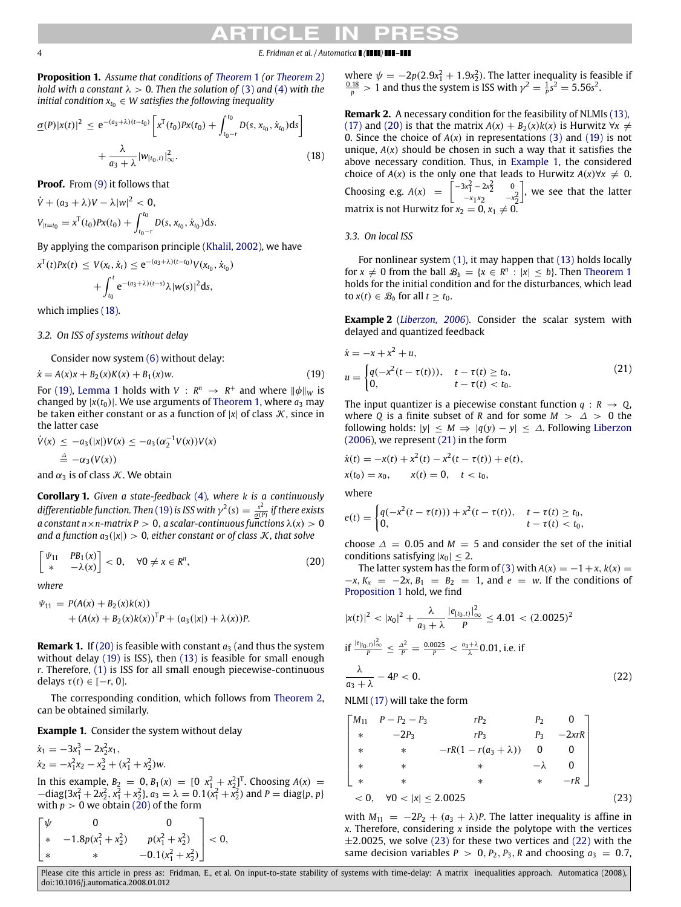**Proposition 1.** *Assume that conditions of Theorem 1 (or Theorem 2) hold with a constant $\lambda > 0$. Then the solution of (3) and (4) with the initial condition $x_{t_0} \in W$ satisfies the following inequality*

$$\underline{\sigma}(P)|x(t)|^2 \le e^{-(a_3+\lambda)(t-t_0)}\left[x^{\mathrm{T}}(t_0)Px(t_0) + \int_{t_0-r}^{t_0} D(s, x_{t_0}, \dot{x}_{t_0})\mathrm{d}s\right] + \frac{\lambda}{a_3+\lambda}|w_{[t_0,t)}|_\infty^2. \tag{18}$$

**Proof.** From (9) it follows that

$$\dot{V} + (a_3+\lambda)V - \lambda|w|^2 < 0,$$

$$V_{|t=t_0} = x^{\mathrm{T}}(t_0)Px(t_0) + \int_{t_0-r}^{t_0} D(s, x_{t_0}, \dot{x}_{t_0})\mathrm{d}s.$$

By applying the comparison principle (Khalil, 2002), we have

$$x^{\mathrm{T}}(t)Px(t) \le V(x_t, \dot{x}_t) \le e^{-(a_3+\lambda)(t-t_0)}V(x_{t_0}, \dot{x}_{t_0}) + \int_{t_0}^{t} e^{-(a_3+\lambda)(t-s)}\lambda|w(s)|^2\mathrm{d}s,$$

which implies (18).

### 3.2. On ISS of systems without delay

Consider now system (6) without delay:

$$\dot{x} = A(x)x + B_2(x)K(x) + B_1(x)w. \tag{19}$$

For (19), Lemma 1 holds with $V : R^n \to R^+$ and where $\|\phi\|_W$ is changed by $|x(t_0)|$. We use arguments of Theorem 1, where $a_3$ may be taken either constant or as a function of $|x|$ of class $\mathcal{K}$, since in the latter case

$$\dot{V}(x) \le -a_3(|x|)V(x) \le -a_3(\alpha_2^{-1}V(x))V(x) \triangleq -\alpha_3(V(x))$$

and $\alpha_3$ is of class $\mathcal{K}$. We obtain

**Corollary 1.** *Given a state-feedback (4), where $k$ is a continuously differentiable function. Then (19) is ISS with $\gamma^2(s) = \frac{s^2}{\underline{\sigma}(P)}$ if there exists a constant $n\times n$-matrix $P > 0$, a scalar-continuous functions $\lambda(x) > 0$ and a function $a_3(|x|) > 0$, either constant or of class $\mathcal{K}$, that solve*

$$\begin{bmatrix} \Psi_{11} & PB_1(x) \\ * & -\lambda(x) \end{bmatrix} < 0, \quad \forall 0 \ne x \in R^n, \tag{20}$$

*where*

$$\Psi_{11} = P(A(x) + B_2(x)k(x)) + (A(x) + B_2(x)k(x))^{\mathrm{T}}P + (a_3(|x|) + \lambda(x))P.$$

**Remark 1.** If (20) is feasible with constant $a_3$ (and thus the system without delay (19) is ISS), then (13) is feasible for small enough $r$. Therefore, (1) is ISS for all small enough piecewise-continuous delays $\tau(t) \in [-r, 0]$.

The corresponding condition, which follows from Theorem 2, can be obtained similarly.

**Example 1.** Consider the system without delay

$$\dot{x}_1 = -3x_1^3 - 2x_2^2x_1,$$
$$\dot{x}_2 = -x_1^2x_2 - x_2^3 + (x_1^2 + x_2^2)w.$$

In this example, $B_2 = 0, B_1(x) = [0 \;\; x_1^2 + x_2^2]^{\mathrm{T}}$. Choosing $A(x) = -\mathrm{diag}\{3x_1^2 + 2x_2^2, x_1^2 + x_2^2\}$, $a_3 = \lambda = 0.1(x_1^2 + x_2^2)$ and $P = \mathrm{diag}\{p, p\}$ with $p > 0$ we obtain (20) of the form

$$\begin{bmatrix} \psi & 0 & 0 \\ * & -1.8p(x_1^2 + x_2^2) & p(x_1^2 + x_2^2) \\ * & * & -0.1(x_1^2 + x_2^2) \end{bmatrix} < 0,$$

where $\psi = -2p(2.9x_1^2 + 1.9x_2^2)$. The latter inequality is feasible if $\frac{0.18}{p} > 1$ and thus the system is ISS with $\gamma^2 = \frac{1}{p}s^2 = 5.56s^2$.

**Remark 2.** A necessary condition for the feasibility of NLMIs (13), (17) and (20) is that the matrix $A(x) + B_2(x)k(x)$ is Hurwitz $\forall x \ne 0$. Since the choice of $A(x)$ in representations (3) and (19) is not unique, $A(x)$ should be chosen in such a way that it satisfies the above necessary condition. Thus, in Example 1, the considered choice of $A(x)$ is the only one that leads to Hurwitz $A(x)\forall x \ne 0$. Choosing e.g. $A(x) = \begin{bmatrix} -3x_1^2 - 2x_2^2 & 0 \\ -x_1x_2 & -x_2^2 \end{bmatrix}$, we see that the latter matrix is not Hurwitz for $x_2 = 0, x_1 \ne 0$.

### 3.3. On local ISS

For nonlinear system (1), it may happen that (13) holds locally for $x \ne 0$ from the ball $\mathcal{B}_b = \{x \in R^n : |x| \le b\}$. Then Theorem 1 holds for the initial condition and for the disturbances, which lead to $x(t) \in \mathcal{B}_b$ for all $t \ge t_0$.

**Example 2** (*Liberzon, 2006*). Consider the scalar system with delayed and quantized feedback

$$\dot{x} = -x + x^2 + u,$$
$$u = \begin{cases} q(-x^2(t-\tau(t))), & t-\tau(t) \ge t_0, \\ 0, & t-\tau(t) < t_0. \end{cases} \tag{21}$$

The input quantizer is a piecewise constant function $q : R \to Q$, where $Q$ is a finite subset of $R$ and for some $M > \Delta > 0$ the following holds: $|y| \le M \Rightarrow |q(y) - y| \le \Delta$. Following Liberzon (2006), we represent (21) in the form

$$\dot{x}(t) = -x(t) + x^2(t) - x^2(t-\tau(t)) + e(t),$$
$$x(t_0) = x_0, \qquad x(t) = 0, \quad t < t_0,$$

where

$$e(t) = \begin{cases} q(-x^2(t-\tau(t))) + x^2(t-\tau(t)), & t-\tau(t) \ge t_0, \\ 0, & t-\tau(t) < t_0, \end{cases}$$

choose $\Delta = 0.05$ and $M = 5$ and consider the set of the initial conditions satisfying $|x_0| \le 2$.

The latter system has the form of (3) with $A(x) = -1 + x$, $k(x) = -x$, $K_x = -2x$, $B_1 = B_2 = 1$, and $e = w$. If the conditions of Proposition 1 hold, we find

$$|x(t)|^2 < |x_0|^2 + \frac{\lambda}{a_3+\lambda}\frac{|e_{[t_0,t)}|_\infty^2}{P} \le 4.01 < (2.0025)^2$$

if $\frac{|e_{[t_0,t)}|_\infty^2}{P} \le \frac{\Delta^2}{P} = \frac{0.0025}{P} < \frac{a_3+\lambda}{\lambda}0.01$, i.e. if

$$\frac{\lambda}{a_3+\lambda} - 4P < 0. \tag{22}$$

NLMI (17) will take the form

$$\begin{bmatrix} M_{11} & P-P_2-P_3 & rP_2 & P_2 & 0 \\ * & -2P_3 & rP_3 & P_3 & -2xrR \\ * & * & -rR(1-r(a_3+\lambda)) & 0 & 0 \\ * & * & * & -\lambda & 0 \\ * & * & * & * & -rR \end{bmatrix} < 0, \quad \forall 0 < |x| \le 2.0025 \tag{23}$$

with $M_{11} = -2P_2 + (a_3+\lambda)P$. The latter inequality is affine in $x$. Therefore, considering $x$ inside the polytope with the vertices $\pm 2.0025$, we solve (23) for these two vertices and (22) with the same decision variables $P > 0, P_2, P_3, R$ and choosing $a_3 = 0.7$,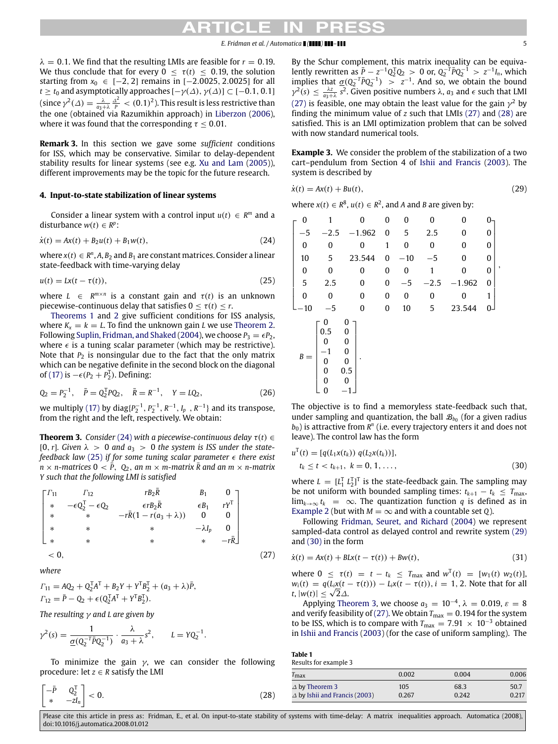$\lambda = 0.1$. We find that the resulting LMIs are feasible for $r = 0.19$. We thus conclude that for every $0 \le \tau(t) \le 0.19$, the solution starting from $x_0 \in [-2, 2]$ remains in $[-2.0025, 2.0025]$ for all $t \ge t_0$ and asymptotically approaches $[-\gamma(\Delta), \gamma(\Delta)] \subset [-0.1, 0.1]$ (since $\gamma^2(\Delta) = \frac{\lambda}{a_3+\lambda}\frac{\Delta^2}{P} < (0.1)^2$). This result is less restrictive than the one (obtained via Razumikhin approach) in Liberzon (2006), where it was found that the corresponding $\tau \le 0.01$.

**Remark 3.** In this section we gave some *sufficient* conditions for ISS, which may be conservative. Similar to delay-dependent stability results for linear systems (see e.g. Xu and Lam (2005)), different improvements may be the topic for the future research.

## 4. Input-to-state stabilization of linear systems

Consider a linear system with a control input $u(t) \in R^m$ and a disturbance $w(t) \in R^p$:

$$\dot{x}(t) = Ax(t) + B_2 u(t) + B_1 w(t), \tag{24}$$

where $x(t) \in R^n$, $A, B_2$ and $B_1$ are constant matrices. Consider a linear state-feedback with time-varying delay

$$u(t) = Lx(t - \tau(t)), \tag{25}$$

where $L \in R^{m\times n}$ is a constant gain and $\tau(t)$ is an unknown piecewise-continuous delay that satisfies $0 \le \tau(t) \le r$.

Theorems 1 and 2 give sufficient conditions for ISS analysis, where $K_x = k = L$. To find the unknown gain $L$ we use Theorem 2. Following Suplin, Fridman, and Shaked (2004), we choose $P_3 = \epsilon P_2$, where $\epsilon$ is a tuning scalar parameter (which may be restrictive). Note that $P_2$ is nonsingular due to the fact that the only matrix which can be negative definite in the second block on the diagonal of (17) is $-\epsilon(P_2 + P_2^{\mathrm{T}})$. Defining:

$$Q_2 = P_2^{-1}, \quad \bar{P} = Q_2^{\mathrm{T}} P Q_2, \quad \bar{R} = R^{-1}, \quad Y = LQ_2, \tag{26}$$

we multiply (17) by $\mathrm{diag}\{P_2^{-1}, P_2^{-1}, R^{-1}, I_p, R^{-1}\}$ and its transpose, from the right and the left, respectively. We obtain:

**Theorem 3.** *Consider (24) with a piecewise-continuous delay $\tau(t) \in [0, r]$. Given $\lambda > 0$ and $a_3 > 0$ the system is ISS under the state-feedback law (25) if for some tuning scalar parameter $\epsilon$ there exist $n \times n$-matrices $0 < \bar{P}$, $Q_2$, an $m \times m$-matrix $\bar{R}$ and an $m \times n$-matrix $Y$ such that the following LMI is satisfied*

$$\begin{bmatrix} \Gamma_{11} & \Gamma_{12} & rB_2\bar{R} & B_1 & 0 \\ * & -\epsilon Q_2^{\mathrm{T}} - \epsilon Q_2 & \epsilon r B_2 \bar{R} & \epsilon B_1 & rY^{\mathrm{T}} \\ * & * & -r\bar{R}(1 - r(a_3+\lambda)) & 0 & 0 \\ * & * & * & -\lambda I_p & 0 \\ * & * & * & * & -r\bar{R} \end{bmatrix} < 0, \tag{27}$$

*where*

$$\Gamma_{11} = AQ_2 + Q_2^{\mathrm{T}} A^{\mathrm{T}} + B_2 Y + Y^{\mathrm{T}} B_2^{\mathrm{T}} + (a_3 + \lambda)\bar{P},$$
$$\Gamma_{12} = \bar{P} - Q_2 + \epsilon(Q_2^{\mathrm{T}} A^{\mathrm{T}} + Y^{\mathrm{T}} B_2^{\mathrm{T}}).$$

*The resulting $\gamma$ and $L$ are given by*

$$\gamma^2(s) = \frac{1}{\underline{\sigma}(Q_2^{-\mathrm{T}} \bar{P} Q_2^{-1})} \cdot \frac{\lambda}{a_3+\lambda} s^2, \qquad L = YQ_2^{-1}.$$

To minimize the gain $\gamma$, we can consider the following procedure: let $z \in R$ satisfy the LMI

$$\begin{bmatrix} -\bar{P} & Q_2^{\mathrm{T}} \\ * & -zI_n \end{bmatrix} < 0. \tag{28}$$

By the Schur complement, this matrix inequality can be equivalently rewritten as $\bar{P} - z^{-1} Q_2^{\mathrm{T}} Q_2 > 0$ or, $Q_2^{-\mathrm{T}} \bar{P} Q_2^{-1} > z^{-1} I_n$, which implies that $\underline{\sigma}(Q_2^{-\mathrm{T}} \bar{P} Q_2^{-1}) > z^{-1}$. And so, we obtain the bound $\gamma^2(s) \le \frac{\lambda z}{a_3+\lambda} s^2$. Given positive numbers $\lambda$, $a_3$ and $\epsilon$ such that LMI (27) is feasible, one may obtain the least value for the gain $\gamma^2$ by finding the minimum value of $z$ such that LMIs (27) and (28) are satisfied. This is an LMI optimization problem that can be solved with now standard numerical tools.

**Example 3.** We consider the problem of the stabilization of a two cart–pendulum from Section 4 of Ishii and Francis (2003). The system is described by

$$\dot{x}(t) = Ax(t) + Bu(t), \tag{29}$$

where $x(t) \in R^8$, $u(t) \in R^2$, and $A$ and $B$ are given by:

$$\begin{bmatrix} 0 & 1 & 0 & 0 & 0 & 0 & 0 & 0 \\ -5 & -2.5 & -1.962 & 0 & 5 & 2.5 & 0 & 0 \\ 0 & 0 & 0 & 1 & 0 & 0 & 0 & 0 \\ 10 & 5 & 23.544 & 0 & -10 & -5 & 0 & 0 \\ 0 & 0 & 0 & 0 & 0 & 1 & 0 & 0 \\ 5 & 2.5 & 0 & 0 & -5 & -2.5 & -1.962 & 0 \\ 0 & 0 & 0 & 0 & 0 & 0 & 0 & 1 \\ -10 & -5 & 0 & 0 & 10 & 5 & 23.544 & 0 \end{bmatrix},$$

$$B = \begin{bmatrix} 0 & 0 \\ 0.5 & 0 \\ 0 & 0 \\ -1 & 0 \\ 0 & 0 \\ 0 & 0.5 \\ 0 & 0 \\ 0 & -1 \end{bmatrix}.$$

The objective is to find a memoryless state-feedback such that, under sampling and quantization, the ball $\mathcal{B}_{b_0}$ (for a given radius $b_0$) is attractive from $R^n$ (i.e. every trajectory enters it and does not leave). The control law has the form

$$u^{\mathrm{T}}(t) = [q(L_1 x(t_k)) \; q(L_2 x(t_k))], \quad t_k \le t < t_{k+1}, \; k = 0, 1, \ldots, \tag{30}$$

where $L = [L_1^{\mathrm{T}} \; L_2^{\mathrm{T}}]^{\mathrm{T}}$ is the state-feedback gain. The sampling may be not uniform with bounded sampling times: $t_{k+1} - t_k \le T_{\max}$, $\lim_{k\to\infty} t_k = \infty$. The quantization function $q$ is defined as in Example 2 (but with $M = \infty$ and with a countable set $Q$).

Following Fridman, Seuret, and Richard (2004) we represent sampled-data control as delayed control and rewrite system (29) and (30) in the form

$$\dot{x}(t) = Ax(t) + BLx(t - \tau(t)) + Bw(t), \tag{31}$$

where $0 \le \tau(t) = t - t_k \le T_{\max}$ and $w^{\mathrm{T}}(t) = [w_1(t) \; w_2(t)]$, $w_i(t) = q(L_i x(t - \tau(t))) - L_i x(t - \tau(t))$, $i = 1, 2$. Note that for all $t$, $|w(t)| \le \sqrt{2}\Delta$.

Applying Theorem 3, we choose $a_3 = 10^{-4}$, $\lambda = 0.019$, $\varepsilon = 8$ and verify feasibility of (27). We obtain $T_{\max} = 0.194$ for the system to be ISS, which is to compare with $T_{\max} = 7.91 \times 10^{-3}$ obtained in Ishii and Francis (2003) (for the case of uniform sampling). The

**Table 1**
Results for example 3

| $T_{\max}$ | 0.002 | 0.004 | 0.006 |
|---|---|---|---|
| $\Delta$ by Theorem 3 | 105 | 68.3 | 50.7 |
| $\Delta$ by Ishii and Francis (2003) | 0.267 | 0.242 | 0.217 |

Please cite this article in press as: Fridman, E., et al. On input-to-state stability of systems with time-delay: A matrix inequalities approach. Automatica (2008), doi:10.1016/j.automatica.2008.01.012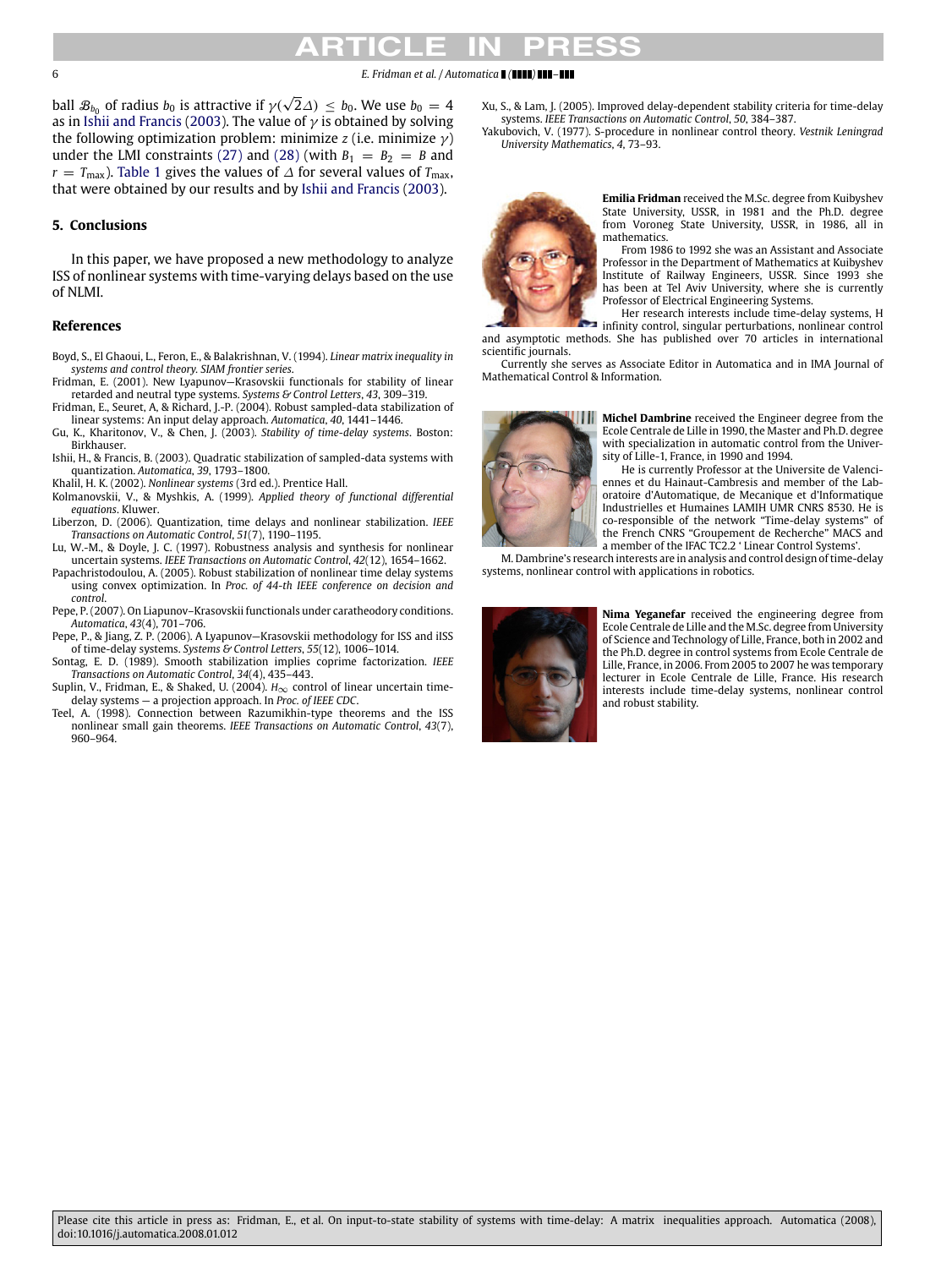ball $\mathcal{B}_{b_0}$ of radius $b_0$ is attractive if $\gamma(\sqrt{2}\Delta) \leq b_0$. We use $b_0 = 4$ as in Ishii and Francis (2003). The value of $\gamma$ is obtained by solving the following optimization problem: minimize $z$ (i.e. minimize $\gamma$) under the LMI constraints (27) and (28) (with $B_1 = B_2 = B$ and $r = T_{\max}$). Table 1 gives the values of $\Delta$ for several values of $T_{\max}$, that were obtained by our results and by Ishii and Francis (2003).

## 5. Conclusions

In this paper, we have proposed a new methodology to analyze ISS of nonlinear systems with time-varying delays based on the use of NLMI.

## References

Boyd, S., El Ghaoui, L., Feron, E., & Balakrishnan, V. (1994). *Linear matrix inequality in systems and control theory. SIAM frontier series*.

Fridman, E. (2001). New Lyapunov—Krasovskii functionals for stability of linear retarded and neutral type systems. *Systems & Control Letters*, *43*, 309–319.

Fridman, E., Seuret, A, & Richard, J.-P. (2004). Robust sampled-data stabilization of linear systems: An input delay approach. *Automatica*, *40*, 1441–1446.

Gu, K., Kharitonov, V., & Chen, J. (2003). *Stability of time-delay systems*. Boston: Birkhauser.

Ishii, H., & Francis, B. (2003). Quadratic stabilization of sampled-data systems with quantization. *Automatica*, *39*, 1793–1800.

Khalil, H. K. (2002). *Nonlinear systems* (3rd ed.). Prentice Hall.

Kolmanovskii, V., & Myshkis, A. (1999). *Applied theory of functional differential equations*. Kluwer.

Liberzon, D. (2006). Quantization, time delays and nonlinear stabilization. *IEEE Transactions on Automatic Control*, *51*(7), 1190–1195.

Lu, W.-M., & Doyle, J. C. (1997). Robustness analysis and synthesis for nonlinear uncertain systems. *IEEE Transactions on Automatic Control*, *42*(12), 1654–1662.

Papachristodoulou, A. (2005). Robust stabilization of nonlinear time delay systems using convex optimization. In *Proc. of 44-th IEEE conference on decision and control*.

Pepe, P. (2007). On Liapunov–Krasovskii functionals under caratheodory conditions. *Automatica*, *43*(4), 701–706.

Pepe, P., & Jiang, Z. P. (2006). A Lyapunov–Krasovskii methodology for ISS and iISS of time-delay systems. *Systems & Control Letters*, *55*(12), 1006–1014.

Sontag, E. D. (1989). Smooth stabilization implies coprime factorization. *IEEE Transactions on Automatic Control*, *34*(4), 435–443.

Suplin, V., Fridman, E., & Shaked, U. (2004). $H_\infty$ control of linear uncertain time-delay systems — a projection approach. In *Proc. of IEEE CDC*.

Teel, A. (1998). Connection between Razumikhin-type theorems and the ISS nonlinear small gain theorems. *IEEE Transactions on Automatic Control*, *43*(7), 960–964.

Xu, S., & Lam, J. (2005). Improved delay-dependent stability criteria for time-delay systems. *IEEE Transactions on Automatic Control*, *50*, 384–387.

Yakubovich, V. (1977). S-procedure in nonlinear control theory. *Vestnik Leningrad University Mathematics*, *4*, 73–93.

**Emilia Fridman** received the M.Sc. degree from Kuibyshev State University, USSR, in 1981 and the Ph.D. degree from Voroneg State University, USSR, in 1986, all in mathematics.

From 1986 to 1992 she was an Assistant and Associate Professor in the Department of Mathematics at Kuibyshev Institute of Railway Engineers, USSR. Since 1993 she has been at Tel Aviv University, where she is currently Professor of Electrical Engineering Systems.

Her research interests include time-delay systems, H infinity control, singular perturbations, nonlinear control and asymptotic methods. She has published over 70 articles in international scientific journals.

Currently she serves as Associate Editor in Automatica and in IMA Journal of Mathematical Control & Information.

**Michel Dambrine** received the Engineer degree from the Ecole Centrale de Lille in 1990, the Master and Ph.D. degree with specialization in automatic control from the University of Lille-1, France, in 1990 and 1994.

He is currently Professor at the Universite de Valenciennes et du Hainaut-Cambresis and member of the Laboratoire d'Automatique, de Mecanique et d'Informatique Industrielles et Humaines LAMIH UMR CNRS 8530. He is co-responsible of the network "Time-delay systems" of the French CNRS "Groupement de Recherche" MACS and a member of the IFAC TC2.2 ' Linear Control Systems'.

M. Dambrine's research interests are in analysis and control design of time-delay systems, nonlinear control with applications in robotics.

**Nima Yeganefar** received the engineering degree from Ecole Centrale de Lille and the M.Sc. degree from University of Science and Technology of Lille, France, both in 2002 and the Ph.D. degree in control systems from Ecole Centrale de Lille, France, in 2006. From 2005 to 2007 he was temporary lecturer in Ecole Centrale de Lille, France. His research interests include time-delay systems, nonlinear control and robust stability.